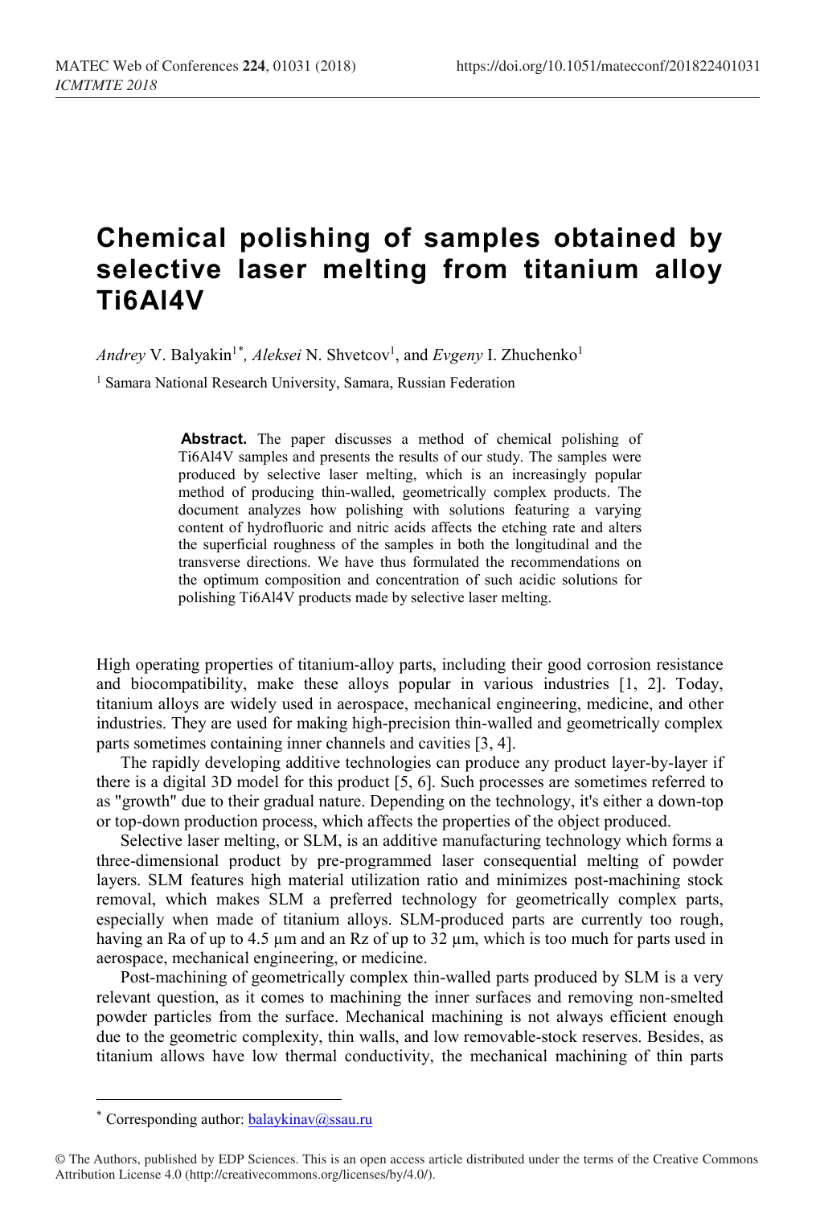# Chemical polishing of samples obtained by selective laser melting from titanium alloy Ti6Al4V

*Andrey* V. Balyakin[1*], *Aleksei* N. Shvetcov[1], and *Evgeny* I. Zhuchenko[1]

[1] Samara National Research University, Samara, Russian Federation

**Abstract.** The paper discusses a method of chemical polishing of Ti6Al4V samples and presents the results of our study. The samples were produced by selective laser melting, which is an increasingly popular method of producing thin-walled, geometrically complex products. The document analyzes how polishing with solutions featuring a varying content of hydrofluoric and nitric acids affects the etching rate and alters the superficial roughness of the samples in both the longitudinal and the transverse directions. We have thus formulated the recommendations on the optimum composition and concentration of such acidic solutions for polishing Ti6Al4V products made by selective laser melting.

High operating properties of titanium-alloy parts, including their good corrosion resistance and biocompatibility, make these alloys popular in various industries [1, 2]. Today, titanium alloys are widely used in aerospace, mechanical engineering, medicine, and other industries. They are used for making high-precision thin-walled and geometrically complex parts sometimes containing inner channels and cavities [3, 4].

The rapidly developing additive technologies can produce any product layer-by-layer if there is a digital 3D model for this product [5, 6]. Such processes are sometimes referred to as "growth" due to their gradual nature. Depending on the technology, it's either a down-top or top-down production process, which affects the properties of the object produced.

Selective laser melting, or SLM, is an additive manufacturing technology which forms a three-dimensional product by pre-programmed laser consequential melting of powder layers. SLM features high material utilization ratio and minimizes post-machining stock removal, which makes SLM a preferred technology for geometrically complex parts, especially when made of titanium alloys. SLM-produced parts are currently too rough, having an Ra of up to 4.5 µm and an Rz of up to 32 µm, which is too much for parts used in aerospace, mechanical engineering, or medicine.

Post-machining of geometrically complex thin-walled parts produced by SLM is a very relevant question, as it comes to machining the inner surfaces and removing non-smelted powder particles from the surface. Mechanical machining is not always efficient enough due to the geometric complexity, thin walls, and low removable-stock reserves. Besides, as titanium allows have low thermal conductivity, the mechanical machining of thin parts

[*] Corresponding author: balaykinav@ssau.ru

© The Authors, published by EDP Sciences. This is an open access article distributed under the terms of the Creative Commons Attribution License 4.0 (http://creativecommons.org/licenses/by/4.0/).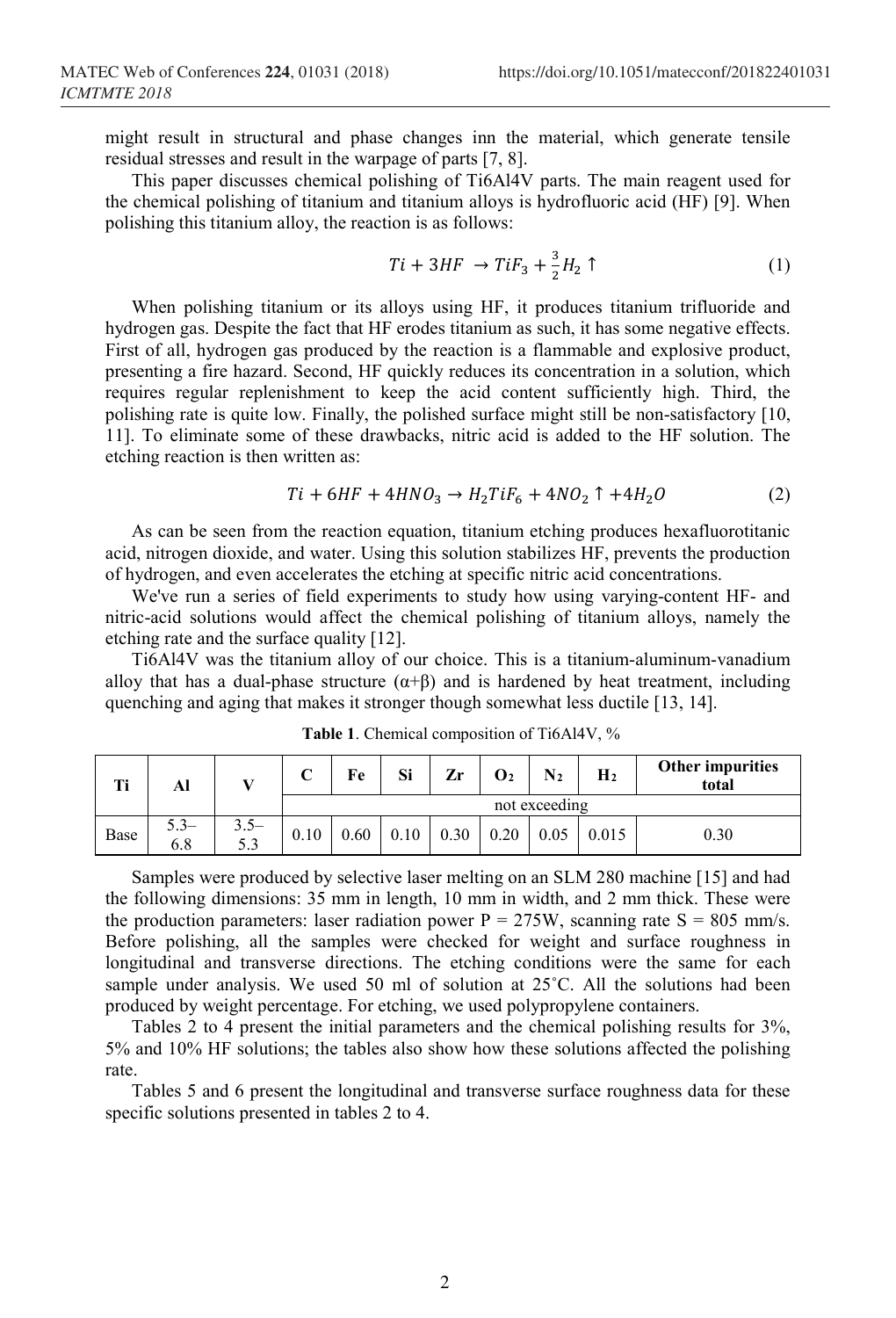might result in structural and phase changes inn the material, which generate tensile residual stresses and result in the warpage of parts [7, 8].

This paper discusses chemical polishing of Ti6Al4V parts. The main reagent used for the chemical polishing of titanium and titanium alloys is hydrofluoric acid (HF) [9]. When polishing this titanium alloy, the reaction is as follows:

$$Ti + 3HF \rightarrow TiF_3 + \frac{3}{2}H_2 \uparrow \quad (1)$$

When polishing titanium or its alloys using HF, it produces titanium trifluoride and hydrogen gas. Despite the fact that HF erodes titanium as such, it has some negative effects. First of all, hydrogen gas produced by the reaction is a flammable and explosive product, presenting a fire hazard. Second, HF quickly reduces its concentration in a solution, which requires regular replenishment to keep the acid content sufficiently high. Third, the polishing rate is quite low. Finally, the polished surface might still be non-satisfactory [10, 11]. To eliminate some of these drawbacks, nitric acid is added to the HF solution. The etching reaction is then written as:

$$Ti + 6HF + 4HNO_3 \rightarrow H_2TiF_6 + 4NO_2 \uparrow + 4H_2O \quad (2)$$

As can be seen from the reaction equation, titanium etching produces hexafluorotitanic acid, nitrogen dioxide, and water. Using this solution stabilizes HF, prevents the production of hydrogen, and even accelerates the etching at specific nitric acid concentrations.

We've run a series of field experiments to study how using varying-content HF- and nitric-acid solutions would affect the chemical polishing of titanium alloys, namely the etching rate and the surface quality [12].

Ti6Al4V was the titanium alloy of our choice. This is a titanium-aluminum-vanadium alloy that has a dual-phase structure (α+β) and is hardened by heat treatment, including quenching and aging that makes it stronger though somewhat less ductile [13, 14].

**Table 1**. Chemical composition of Ti6Al4V, %

| Ti | Al | V | C | Fe | Si | Zr | $O_2$ | $N_2$ | $H_2$ | Other impurities total |
|---|---|---|---|---|---|---|---|---|---|---|
| | | | not exceeding | | | | | | | |
| Base | 5.3–6.8 | 3.5–5.3 | 0.10 | 0.60 | 0.10 | 0.30 | 0.20 | 0.05 | 0.015 | 0.30 |

Samples were produced by selective laser melting on an SLM 280 machine [15] and had the following dimensions: 35 mm in length, 10 mm in width, and 2 mm thick. These were the production parameters: laser radiation power P = 275W, scanning rate S = 805 mm/s. Before polishing, all the samples were checked for weight and surface roughness in longitudinal and transverse directions. The etching conditions were the same for each sample under analysis. We used 50 ml of solution at 25˚C. All the solutions had been produced by weight percentage. For etching, we used polypropylene containers.

Tables 2 to 4 present the initial parameters and the chemical polishing results for 3%, 5% and 10% HF solutions; the tables also show how these solutions affected the polishing rate.

Tables 5 and 6 present the longitudinal and transverse surface roughness data for these specific solutions presented in tables 2 to 4.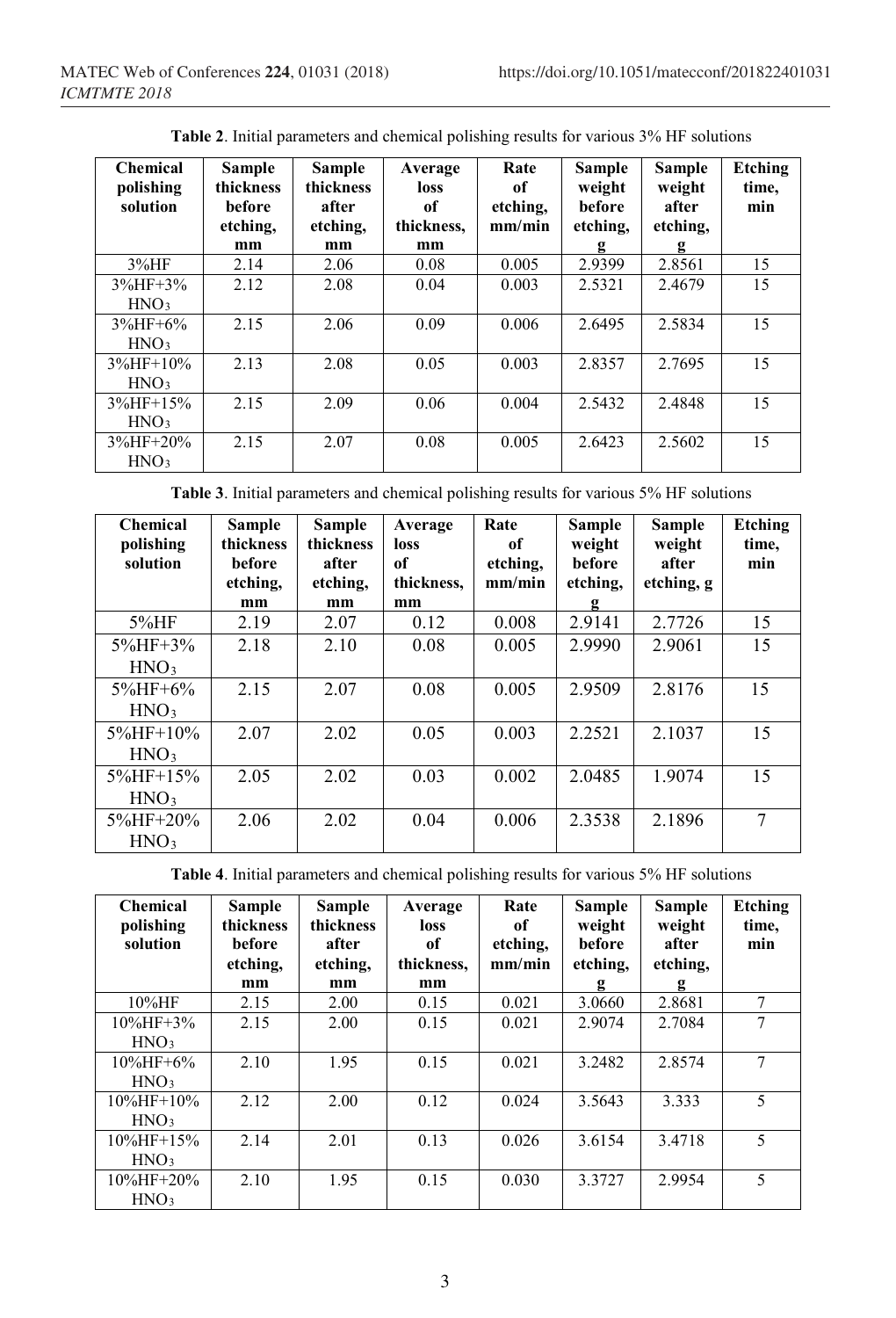**Table 2**. Initial parameters and chemical polishing results for various 3% HF solutions

| Chemical polishing solution | Sample thickness before etching, mm | Sample thickness after etching, mm | Average loss of thickness, mm | Rate of etching, mm/min | Sample weight before etching, g | Sample weight after etching, g | Etching time, min |
|---|---|---|---|---|---|---|---|
| 3%HF | 2.14 | 2.06 | 0.08 | 0.005 | 2.9399 | 2.8561 | 15 |
| 3%HF+3% $HNO_3$ | 2.12 | 2.08 | 0.04 | 0.003 | 2.5321 | 2.4679 | 15 |
| 3%HF+6% $HNO_3$ | 2.15 | 2.06 | 0.09 | 0.006 | 2.6495 | 2.5834 | 15 |
| 3%HF+10% $HNO_3$ | 2.13 | 2.08 | 0.05 | 0.003 | 2.8357 | 2.7695 | 15 |
| 3%HF+15% $HNO_3$ | 2.15 | 2.09 | 0.06 | 0.004 | 2.5432 | 2.4848 | 15 |
| 3%HF+20% $HNO_3$ | 2.15 | 2.07 | 0.08 | 0.005 | 2.6423 | 2.5602 | 15 |

**Table 3**. Initial parameters and chemical polishing results for various 5% HF solutions

| Chemical polishing solution | Sample thickness before etching, mm | Sample thickness after etching, mm | Average loss of thickness, mm | Rate of etching, mm/min | Sample weight before etching, g | Sample weight after etching, g | Etching time, min |
|---|---|---|---|---|---|---|---|
| 5%HF | 2.19 | 2.07 | 0.12 | 0.008 | 2.9141 | 2.7726 | 15 |
| 5%HF+3% $HNO_3$ | 2.18 | 2.10 | 0.08 | 0.005 | 2.9990 | 2.9061 | 15 |
| 5%HF+6% $HNO_3$ | 2.15 | 2.07 | 0.08 | 0.005 | 2.9509 | 2.8176 | 15 |
| 5%HF+10% $HNO_3$ | 2.07 | 2.02 | 0.05 | 0.003 | 2.2521 | 2.1037 | 15 |
| 5%HF+15% $HNO_3$ | 2.05 | 2.02 | 0.03 | 0.002 | 2.0485 | 1.9074 | 15 |
| 5%HF+20% $HNO_3$ | 2.06 | 2.02 | 0.04 | 0.006 | 2.3538 | 2.1896 | 7 |

**Table 4**. Initial parameters and chemical polishing results for various 5% HF solutions

| Chemical polishing solution | Sample thickness before etching, mm | Sample thickness after etching, mm | Average loss of thickness, mm | Rate of etching, mm/min | Sample weight before etching, g | Sample weight after etching, g | Etching time, min |
|---|---|---|---|---|---|---|---|
| 10%HF | 2.15 | 2.00 | 0.15 | 0.021 | 3.0660 | 2.8681 | 7 |
| 10%HF+3% $HNO_3$ | 2.15 | 2.00 | 0.15 | 0.021 | 2.9074 | 2.7084 | 7 |
| 10%HF+6% $HNO_3$ | 2.10 | 1.95 | 0.15 | 0.021 | 3.2482 | 2.8574 | 7 |
| 10%HF+10% $HNO_3$ | 2.12 | 2.00 | 0.12 | 0.024 | 3.5643 | 3.333 | 5 |
| 10%HF+15% $HNO_3$ | 2.14 | 2.01 | 0.13 | 0.026 | 3.6154 | 3.4718 | 5 |
| 10%HF+20% $HNO_3$ | 2.10 | 1.95 | 0.15 | 0.030 | 3.3727 | 2.9954 | 5 |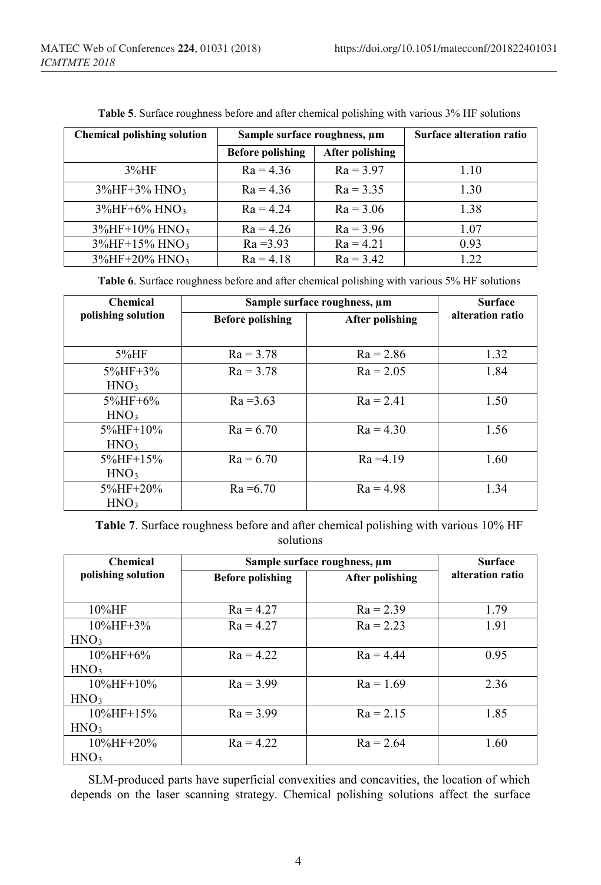**Table 5**. Surface roughness before and after chemical polishing with various 3% HF solutions

| Chemical polishing solution | Sample surface roughness, µm | | Surface alteration ratio |
|---|---|---|---|
| | Before polishing | After polishing | |
| 3%HF | Ra = 4.36 | Ra = 3.97 | 1.10 |
| 3%HF+3% $HNO_3$ | Ra = 4.36 | Ra = 3.35 | 1.30 |
| 3%HF+6% $HNO_3$ | Ra = 4.24 | Ra = 3.06 | 1.38 |
| 3%HF+10% $HNO_3$ | Ra = 4.26 | Ra = 3.96 | 1.07 |
| 3%HF+15% $HNO_3$ | Ra =3.93 | Ra = 4.21 | 0.93 |
| 3%HF+20% $HNO_3$ | Ra = 4.18 | Ra = 3.42 | 1.22 |

**Table 6**. Surface roughness before and after chemical polishing with various 5% HF solutions

| Chemical polishing solution | Sample surface roughness, µm | | Surface alteration ratio |
|---|---|---|---|
| | Before polishing | After polishing | |
| 5%HF | Ra = 3.78 | Ra = 2.86 | 1.32 |
| 5%HF+3% $HNO_3$ | Ra = 3.78 | Ra = 2.05 | 1.84 |
| 5%HF+6% $HNO_3$ | Ra =3.63 | Ra = 2.41 | 1.50 |
| 5%HF+10% $HNO_3$ | Ra = 6.70 | Ra = 4.30 | 1.56 |
| 5%HF+15% $HNO_3$ | Ra = 6.70 | Ra =4.19 | 1.60 |
| 5%HF+20% $HNO_3$ | Ra =6.70 | Ra = 4.98 | 1.34 |

**Table 7**. Surface roughness before and after chemical polishing with various 10% HF solutions

| Chemical polishing solution | Sample surface roughness, µm | | Surface alteration ratio |
|---|---|---|---|
| | Before polishing | After polishing | |
| 10%HF | Ra = 4.27 | Ra = 2.39 | 1.79 |
| 10%HF+3% $HNO_3$ | Ra = 4.27 | Ra = 2.23 | 1.91 |
| 10%HF+6% $HNO_3$ | Ra = 4.22 | Ra = 4.44 | 0.95 |
| 10%HF+10% $HNO_3$ | Ra = 3.99 | Ra = 1.69 | 2.36 |
| 10%HF+15% $HNO_3$ | Ra = 3.99 | Ra = 2.15 | 1.85 |
| 10%HF+20% $HNO_3$ | Ra = 4.22 | Ra = 2.64 | 1.60 |

SLM-produced parts have superficial convexities and concavities, the location of which depends on the laser scanning strategy. Chemical polishing solutions affect the surface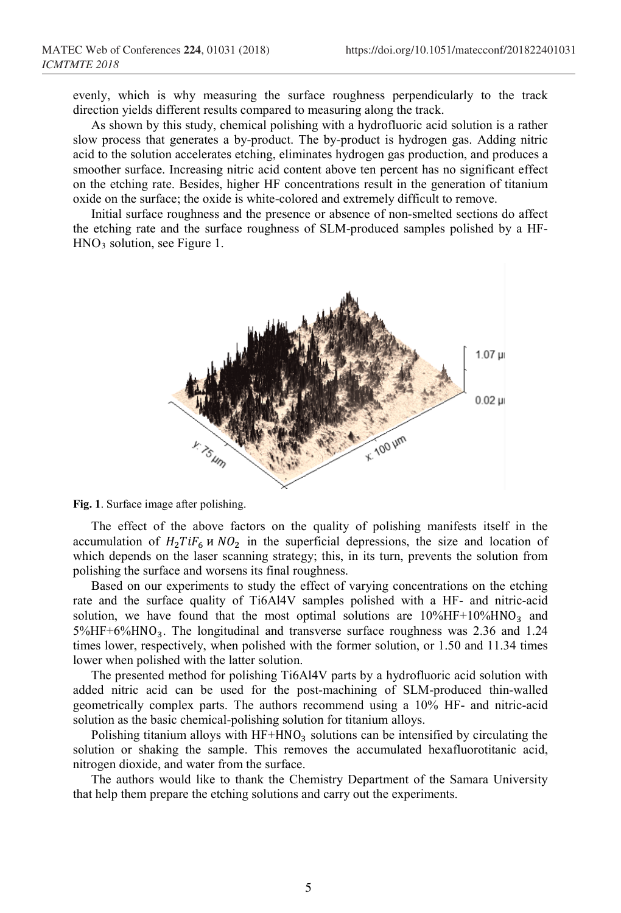evenly, which is why measuring the surface roughness perpendicularly to the track direction yields different results compared to measuring along the track.

As shown by this study, chemical polishing with a hydrofluoric acid solution is a rather slow process that generates a by-product. The by-product is hydrogen gas. Adding nitric acid to the solution accelerates etching, eliminates hydrogen gas production, and produces a smoother surface. Increasing nitric acid content above ten percent has no significant effect on the etching rate. Besides, higher HF concentrations result in the generation of titanium oxide on the surface; the oxide is white-colored and extremely difficult to remove.

Initial surface roughness and the presence or absence of non-smelted sections do affect the etching rate and the surface roughness of SLM-produced samples polished by a HF-$HNO_3$ solution, see Figure 1.

**Fig. 1**. Surface image after polishing.

The effect of the above factors on the quality of polishing manifests itself in the accumulation of $H_2TiF_6$ и $NO_2$ in the superficial depressions, the size and location of which depends on the laser scanning strategy; this, in its turn, prevents the solution from polishing the surface and worsens its final roughness.

Based on our experiments to study the effect of varying concentrations on the etching rate and the surface quality of Ti6Al4V samples polished with a HF- and nitric-acid solution, we have found that the most optimal solutions are 10%HF+10%$HNO_3$ and 5%HF+6%$HNO_3$. The longitudinal and transverse surface roughness was 2.36 and 1.24 times lower, respectively, when polished with the former solution, or 1.50 and 11.34 times lower when polished with the latter solution.

The presented method for polishing Ti6Al4V parts by a hydrofluoric acid solution with added nitric acid can be used for the post-machining of SLM-produced thin-walled geometrically complex parts. The authors recommend using a 10% HF- and nitric-acid solution as the basic chemical-polishing solution for titanium alloys.

Polishing titanium alloys with HF+$HNO_3$ solutions can be intensified by circulating the solution or shaking the sample. This removes the accumulated hexafluorotitanic acid, nitrogen dioxide, and water from the surface.

The authors would like to thank the Chemistry Department of the Samara University that help them prepare the etching solutions and carry out the experiments.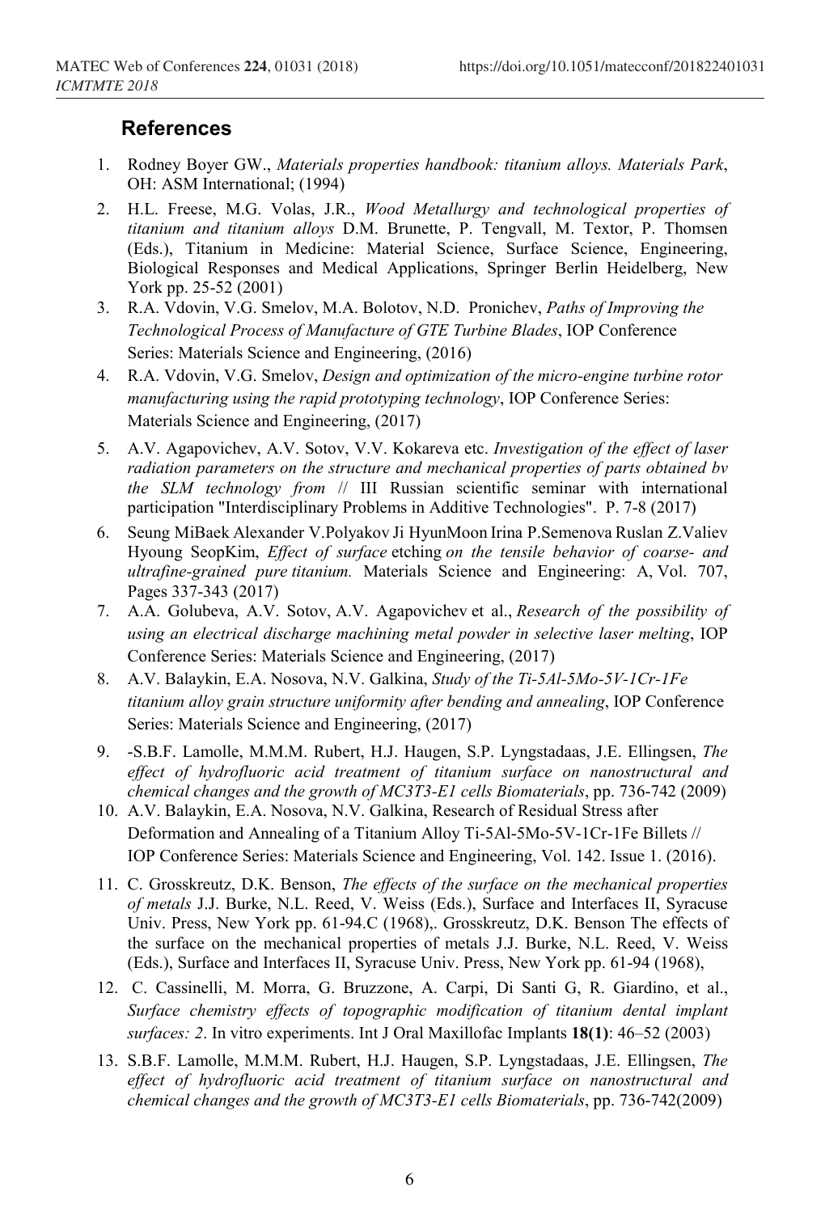## References

1. Rodney Boyer GW., *Materials properties handbook: titanium alloys. Materials Park*, OH: ASM International; (1994)
2. H.L. Freese, M.G. Volas, J.R., *Wood Metallurgy and technological properties of titanium and titanium alloys* D.M. Brunette, P. Tengvall, M. Textor, P. Thomsen (Eds.), Titanium in Medicine: Material Science, Surface Science, Engineering, Biological Responses and Medical Applications, Springer Berlin Heidelberg, New York pp. 25-52 (2001)
3. R.A. Vdovin, V.G. Smelov, M.A. Bolotov, N.D. Pronichev, *Paths of Improving the Technological Process of Manufacture of GTE Turbine Blades*, IOP Conference Series: Materials Science and Engineering, (2016)
4. R.A. Vdovin, V.G. Smelov, *Design and optimization of the micro-engine turbine rotor manufacturing using the rapid prototyping technology*, IOP Conference Series: Materials Science and Engineering, (2017)
5. A.V. Agapovichev, A.V. Sotov, V.V. Kokareva etc. *Investigation of the effect of laser radiation parameters on the structure and mechanical properties of parts obtained bv the SLM technology from* // III Russian scientific seminar with international participation "Interdisciplinary Problems in Additive Technologies". P. 7-8 (2017)
6. Seung MiBaek Alexander V.Polyakov Ji HyunMoon Irina P.Semenova Ruslan Z.Valiev Hyoung SeopKim, *Effect of surface* etching *on the tensile behavior of coarse- and ultrafine-grained pure titanium.* Materials Science and Engineering: A, Vol. 707, Pages 337-343 (2017)
7. A.A. Golubeva, A.V. Sotov, A.V. Agapovichev et al., *Research of the possibility of using an electrical discharge machining metal powder in selective laser melting*, IOP Conference Series: Materials Science and Engineering, (2017)
8. A.V. Balaykin, E.A. Nosova, N.V. Galkina, *Study of the Ti-5Al-5Mo-5V-1Cr-1Fe titanium alloy grain structure uniformity after bending and annealing*, IOP Conference Series: Materials Science and Engineering, (2017)
9. -S.B.F. Lamolle, M.M.M. Rubert, H.J. Haugen, S.P. Lyngstadaas, J.E. Ellingsen, *The effect of hydrofluoric acid treatment of titanium surface on nanostructural and chemical changes and the growth of MC3T3-E1 cells Biomaterials*, pp. 736-742 (2009)
10. A.V. Balaykin, E.A. Nosova, N.V. Galkina, Research of Residual Stress after Deformation and Annealing of a Titanium Alloy Ti-5Al-5Mo-5V-1Cr-1Fe Billets // IOP Conference Series: Materials Science and Engineering, Vol. 142. Issue 1. (2016).
11. C. Grosskreutz, D.K. Benson, *The effects of the surface on the mechanical properties of metals* J.J. Burke, N.L. Reed, V. Weiss (Eds.), Surface and Interfaces II, Syracuse Univ. Press, New York pp. 61-94.C (1968),. Grosskreutz, D.K. Benson The effects of the surface on the mechanical properties of metals J.J. Burke, N.L. Reed, V. Weiss (Eds.), Surface and Interfaces II, Syracuse Univ. Press, New York pp. 61-94 (1968),
12. C. Cassinelli, M. Morra, G. Bruzzone, A. Carpi, Di Santi G, R. Giardino, et al., *Surface chemistry effects of topographic modification of titanium dental implant surfaces: 2*. In vitro experiments. Int J Oral Maxillofac Implants **18(1)**: 46–52 (2003)
13. S.B.F. Lamolle, M.M.M. Rubert, H.J. Haugen, S.P. Lyngstadaas, J.E. Ellingsen, *The effect of hydrofluoric acid treatment of titanium surface on nanostructural and chemical changes and the growth of MC3T3-E1 cells Biomaterials*, pp. 736-742(2009)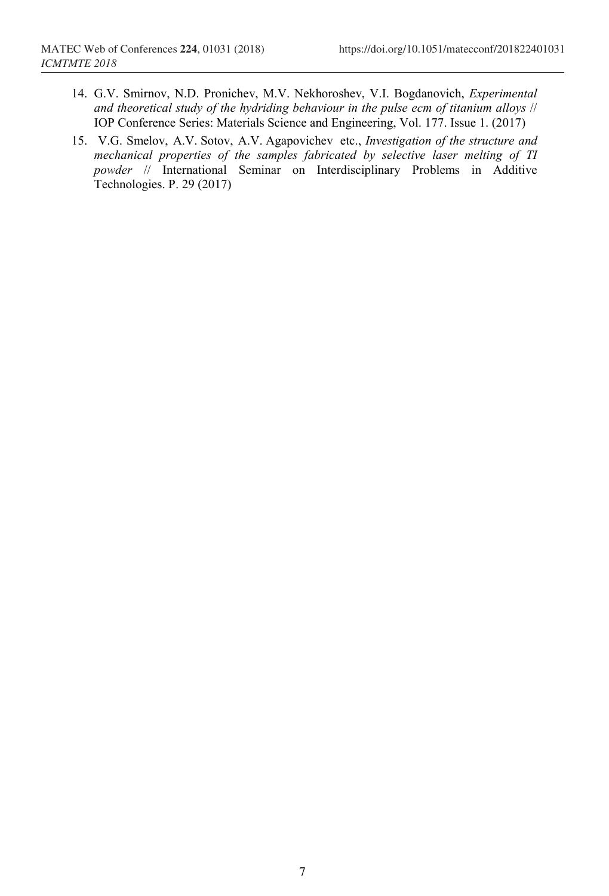14. G.V. Smirnov, N.D. Pronichev, M.V. Nekhoroshev, V.I. Bogdanovich, *Experimental and theoretical study of the hydriding behaviour in the pulse ecm of titanium alloys* // IOP Conference Series: Materials Science and Engineering, Vol. 177. Issue 1. (2017)
15. V.G. Smelov, A.V. Sotov, A.V. Agapovichev etc., *Investigation of the structure and mechanical properties of the samples fabricated by selective laser melting of TI powder* // International Seminar on Interdisciplinary Problems in Additive Technologies. P. 29 (2017)